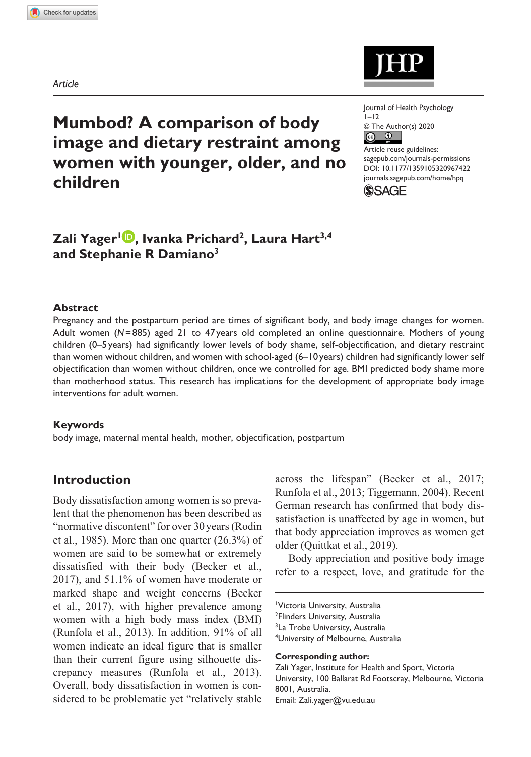*Article*

# Mumbod? A comparison of body image and dietary restraint among women with younger, older, and no children

Journal of Health Psychology
1–12
© The Author(s) 2020
Article reuse guidelines:
sagepub.com/journals-permissions
DOI: 10.1177/1359105320967422
journals.sagepub.com/home/hpq

**Zali Yager[1], Ivanka Prichard[2], Laura Hart[3,4] and Stephanie R Damiano[3]**

## Abstract

Pregnancy and the postpartum period are times of significant body, and body image changes for women. Adult women ($N$ = 885) aged 21 to 47 years old completed an online questionnaire. Mothers of young children (0–5 years) had significantly lower levels of body shame, self-objectification, and dietary restraint than women without children, and women with school-aged (6–10 years) children had significantly lower self objectification than women without children, once we controlled for age. BMI predicted body shame more than motherhood status. This research has implications for the development of appropriate body image interventions for adult women.

## Keywords

body image, maternal mental health, mother, objectification, postpartum

## Introduction

Body dissatisfaction among women is so prevalent that the phenomenon has been described as "normative discontent" for over 30 years (Rodin et al., 1985). More than one quarter (26.3%) of women are said to be somewhat or extremely dissatisfied with their body (Becker et al., 2017), and 51.1% of women have moderate or marked shape and weight concerns (Becker et al., 2017), with higher prevalence among women with a high body mass index (BMI) (Runfola et al., 2013). In addition, 91% of all women indicate an ideal figure that is smaller than their current figure using silhouette discrepancy measures (Runfola et al., 2013). Overall, body dissatisfaction in women is considered to be problematic yet "relatively stable across the lifespan" (Becker et al., 2017; Runfola et al., 2013; Tiggemann, 2004). Recent German research has confirmed that body dissatisfaction is unaffected by age in women, but that body appreciation improves as women get older (Quittkat et al., 2019).

Body appreciation and positive body image refer to a respect, love, and gratitude for the

[1]Victoria University, Australia
[2]Flinders University, Australia
[3]La Trobe University, Australia
[4]University of Melbourne, Australia

**Corresponding author:**
Zali Yager, Institute for Health and Sport, Victoria University, 100 Ballarat Rd Footscray, Melbourne, Victoria 8001, Australia.
Email: Zali.yager@vu.edu.au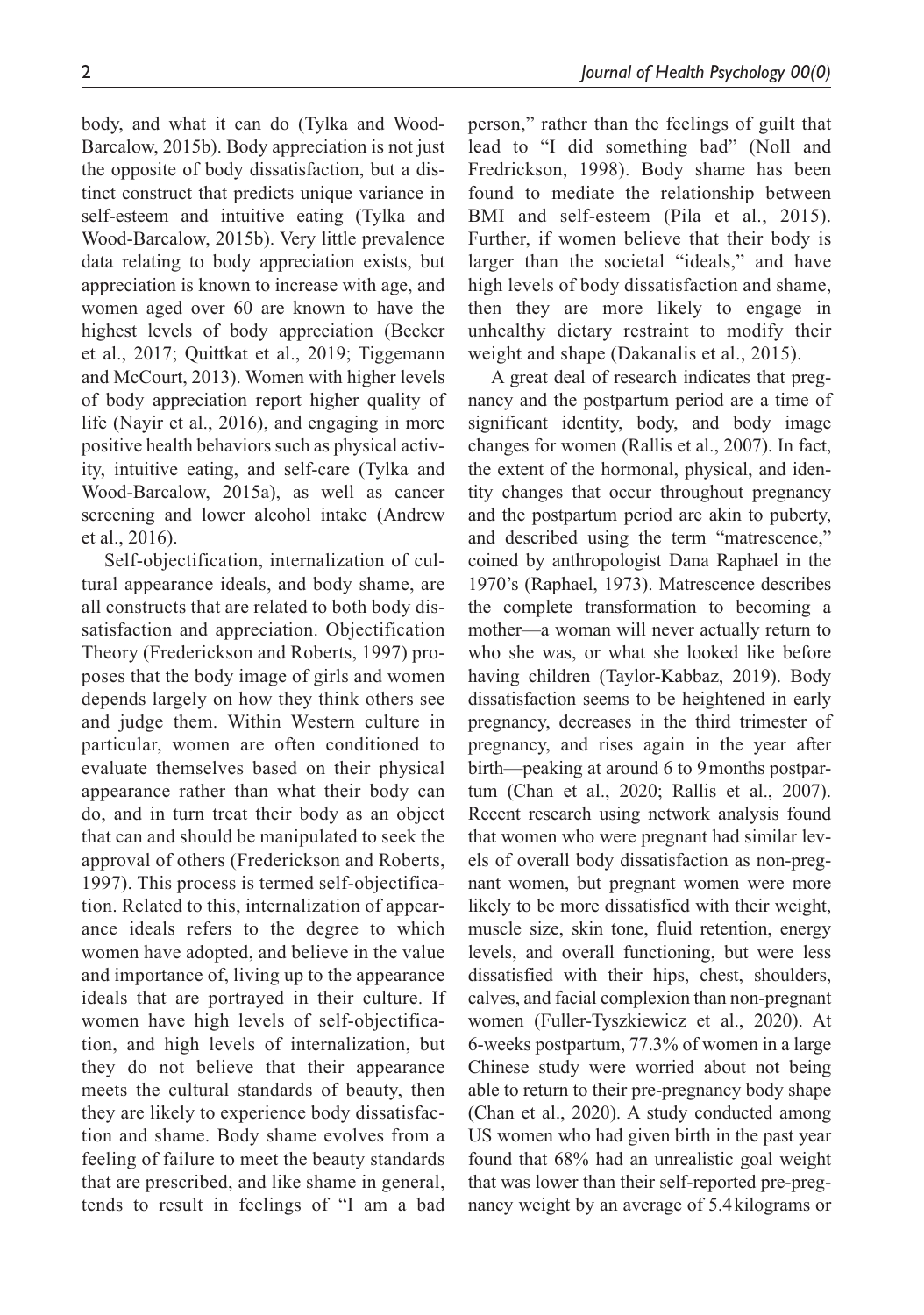body, and what it can do (Tylka and Wood-Barcalow, 2015b). Body appreciation is not just the opposite of body dissatisfaction, but a distinct construct that predicts unique variance in self-esteem and intuitive eating (Tylka and Wood-Barcalow, 2015b). Very little prevalence data relating to body appreciation exists, but appreciation is known to increase with age, and women aged over 60 are known to have the highest levels of body appreciation (Becker et al., 2017; Quittkat et al., 2019; Tiggemann and McCourt, 2013). Women with higher levels of body appreciation report higher quality of life (Nayir et al., 2016), and engaging in more positive health behaviors such as physical activity, intuitive eating, and self-care (Tylka and Wood-Barcalow, 2015a), as well as cancer screening and lower alcohol intake (Andrew et al., 2016).

Self-objectification, internalization of cultural appearance ideals, and body shame, are all constructs that are related to both body dissatisfaction and appreciation. Objectification Theory (Frederickson and Roberts, 1997) proposes that the body image of girls and women depends largely on how they think others see and judge them. Within Western culture in particular, women are often conditioned to evaluate themselves based on their physical appearance rather than what their body can do, and in turn treat their body as an object that can and should be manipulated to seek the approval of others (Frederickson and Roberts, 1997). This process is termed self-objectification. Related to this, internalization of appearance ideals refers to the degree to which women have adopted, and believe in the value and importance of, living up to the appearance ideals that are portrayed in their culture. If women have high levels of self-objectification, and high levels of internalization, but they do not believe that their appearance meets the cultural standards of beauty, then they are likely to experience body dissatisfaction and shame. Body shame evolves from a feeling of failure to meet the beauty standards that are prescribed, and like shame in general, tends to result in feelings of "I am a bad person," rather than the feelings of guilt that lead to "I did something bad" (Noll and Fredrickson, 1998). Body shame has been found to mediate the relationship between BMI and self-esteem (Pila et al., 2015). Further, if women believe that their body is larger than the societal "ideals," and have high levels of body dissatisfaction and shame, then they are more likely to engage in unhealthy dietary restraint to modify their weight and shape (Dakanalis et al., 2015).

A great deal of research indicates that pregnancy and the postpartum period are a time of significant identity, body, and body image changes for women (Rallis et al., 2007). In fact, the extent of the hormonal, physical, and identity changes that occur throughout pregnancy and the postpartum period are akin to puberty, and described using the term "matrescence," coined by anthropologist Dana Raphael in the 1970's (Raphael, 1973). Matrescence describes the complete transformation to becoming a mother—a woman will never actually return to who she was, or what she looked like before having children (Taylor-Kabbaz, 2019). Body dissatisfaction seems to be heightened in early pregnancy, decreases in the third trimester of pregnancy, and rises again in the year after birth—peaking at around 6 to 9 months postpartum (Chan et al., 2020; Rallis et al., 2007). Recent research using network analysis found that women who were pregnant had similar levels of overall body dissatisfaction as non-pregnant women, but pregnant women were more likely to be more dissatisfied with their weight, muscle size, skin tone, fluid retention, energy levels, and overall functioning, but were less dissatisfied with their hips, chest, shoulders, calves, and facial complexion than non-pregnant women (Fuller-Tyszkiewicz et al., 2020). At 6-weeks postpartum, 77.3% of women in a large Chinese study were worried about not being able to return to their pre-pregnancy body shape (Chan et al., 2020). A study conducted among US women who had given birth in the past year found that 68% had an unrealistic goal weight that was lower than their self-reported pre-pregnancy weight by an average of 5.4 kilograms or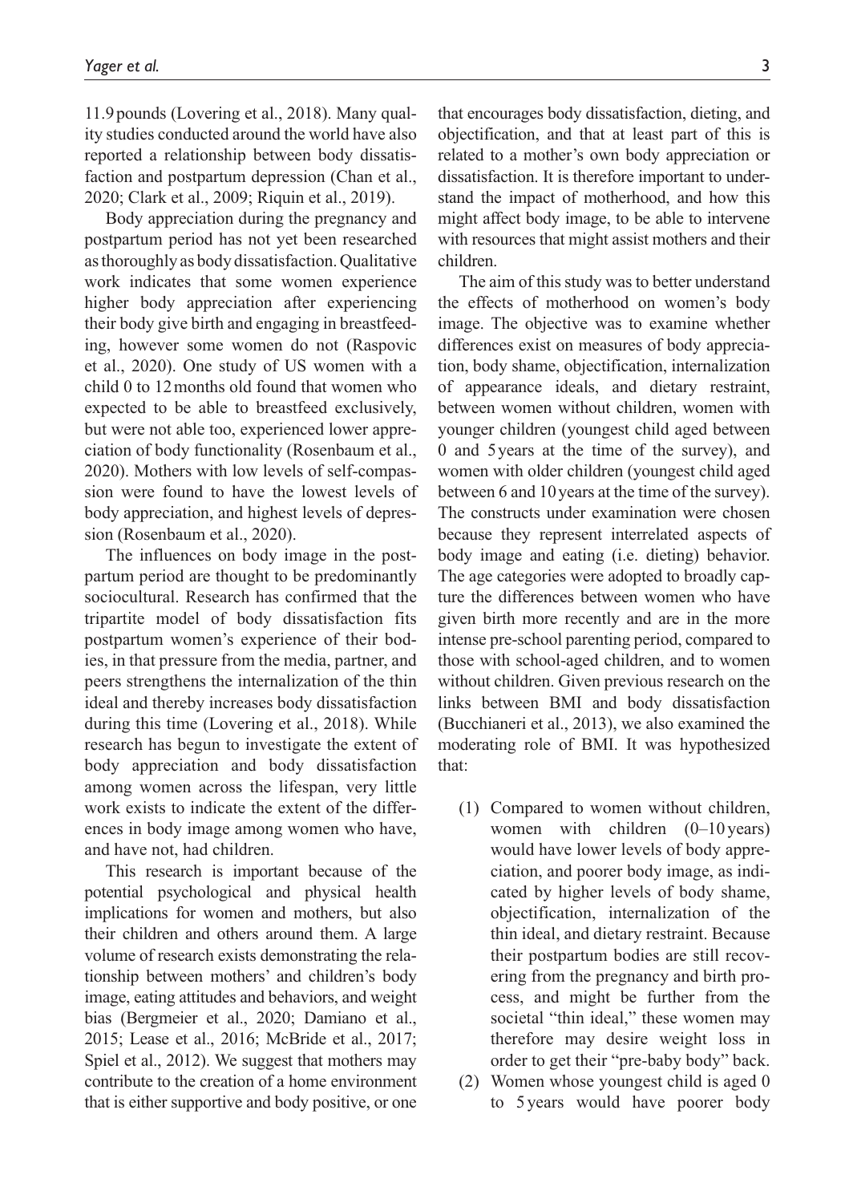11.9 pounds (Lovering et al., 2018). Many quality studies conducted around the world have also reported a relationship between body dissatisfaction and postpartum depression (Chan et al., 2020; Clark et al., 2009; Riquin et al., 2019).

Body appreciation during the pregnancy and postpartum period has not yet been researched as thoroughly as body dissatisfaction. Qualitative work indicates that some women experience higher body appreciation after experiencing their body give birth and engaging in breastfeeding, however some women do not (Raspovic et al., 2020). One study of US women with a child 0 to 12 months old found that women who expected to be able to breastfeed exclusively, but were not able too, experienced lower appreciation of body functionality (Rosenbaum et al., 2020). Mothers with low levels of self-compassion were found to have the lowest levels of body appreciation, and highest levels of depression (Rosenbaum et al., 2020).

The influences on body image in the postpartum period are thought to be predominantly sociocultural. Research has confirmed that the tripartite model of body dissatisfaction fits postpartum women's experience of their bodies, in that pressure from the media, partner, and peers strengthens the internalization of the thin ideal and thereby increases body dissatisfaction during this time (Lovering et al., 2018). While research has begun to investigate the extent of body appreciation and body dissatisfaction among women across the lifespan, very little work exists to indicate the extent of the differences in body image among women who have, and have not, had children.

This research is important because of the potential psychological and physical health implications for women and mothers, but also their children and others around them. A large volume of research exists demonstrating the relationship between mothers' and children's body image, eating attitudes and behaviors, and weight bias (Bergmeier et al., 2020; Damiano et al., 2015; Lease et al., 2016; McBride et al., 2017; Spiel et al., 2012). We suggest that mothers may contribute to the creation of a home environment that is either supportive and body positive, or one that encourages body dissatisfaction, dieting, and objectification, and that at least part of this is related to a mother's own body appreciation or dissatisfaction. It is therefore important to understand the impact of motherhood, and how this might affect body image, to be able to intervene with resources that might assist mothers and their children.

The aim of this study was to better understand the effects of motherhood on women's body image. The objective was to examine whether differences exist on measures of body appreciation, body shame, objectification, internalization of appearance ideals, and dietary restraint, between women without children, women with younger children (youngest child aged between 0 and 5 years at the time of the survey), and women with older children (youngest child aged between 6 and 10 years at the time of the survey). The constructs under examination were chosen because they represent interrelated aspects of body image and eating (i.e. dieting) behavior. The age categories were adopted to broadly capture the differences between women who have given birth more recently and are in the more intense pre-school parenting period, compared to those with school-aged children, and to women without children. Given previous research on the links between BMI and body dissatisfaction (Bucchianeri et al., 2013), we also examined the moderating role of BMI. It was hypothesized that:

(1) Compared to women without children, women with children (0–10 years) would have lower levels of body appreciation, and poorer body image, as indicated by higher levels of body shame, objectification, internalization of the thin ideal, and dietary restraint. Because their postpartum bodies are still recovering from the pregnancy and birth process, and might be further from the societal "thin ideal," these women may therefore may desire weight loss in order to get their "pre-baby body" back.

(2) Women whose youngest child is aged 0 to 5 years would have poorer body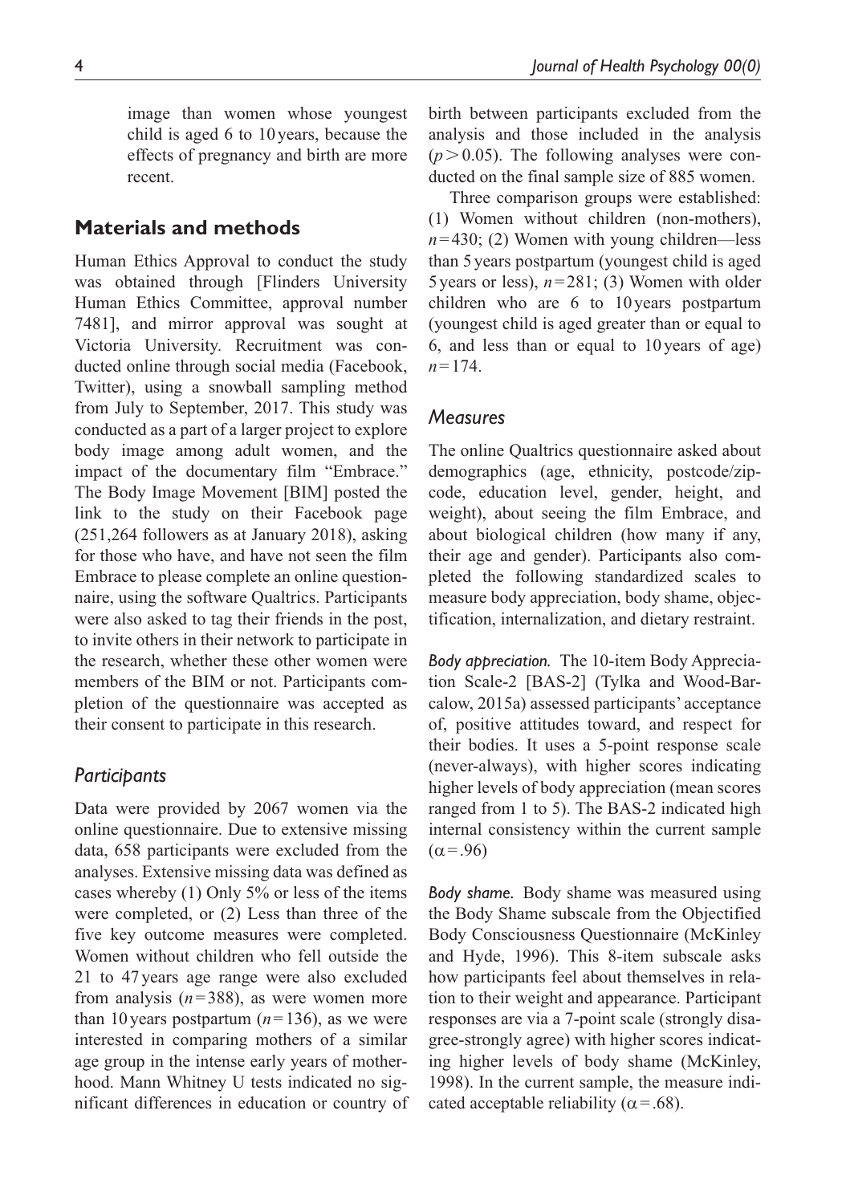image than women whose youngest child is aged 6 to 10 years, because the effects of pregnancy and birth are more recent.

## Materials and methods

Human Ethics Approval to conduct the study was obtained through [Flinders University Human Ethics Committee, approval number 7481], and mirror approval was sought at Victoria University. Recruitment was conducted online through social media (Facebook, Twitter), using a snowball sampling method from July to September, 2017. This study was conducted as a part of a larger project to explore body image among adult women, and the impact of the documentary film "Embrace." The Body Image Movement [BIM] posted the link to the study on their Facebook page (251,264 followers as at January 2018), asking for those who have, and have not seen the film Embrace to please complete an online questionnaire, using the software Qualtrics. Participants were also asked to tag their friends in the post, to invite others in their network to participate in the research, whether these other women were members of the BIM or not. Participants completion of the questionnaire was accepted as their consent to participate in this research.

### *Participants*

Data were provided by 2067 women via the online questionnaire. Due to extensive missing data, 658 participants were excluded from the analyses. Extensive missing data was defined as cases whereby (1) Only 5% or less of the items were completed, or (2) Less than three of the five key outcome measures were completed. Women without children who fell outside the 21 to 47 years age range were also excluded from analysis ($n = 388$), as were women more than 10 years postpartum ($n = 136$), as we were interested in comparing mothers of a similar age group in the intense early years of motherhood. Mann Whitney U tests indicated no significant differences in education or country of birth between participants excluded from the analysis and those included in the analysis ($p > 0.05$). The following analyses were conducted on the final sample size of 885 women.

Three comparison groups were established: (1) Women without children (non-mothers), $n = 430$; (2) Women with young children—less than 5 years postpartum (youngest child is aged 5 years or less), $n = 281$; (3) Women with older children who are 6 to 10 years postpartum (youngest child is aged greater than or equal to 6, and less than or equal to 10 years of age) $n = 174$.

### *Measures*

The online Qualtrics questionnaire asked about demographics (age, ethnicity, postcode/zipcode, education level, gender, height, and weight), about seeing the film Embrace, and about biological children (how many if any, their age and gender). Participants also completed the following standardized scales to measure body appreciation, body shame, objectification, internalization, and dietary restraint.

*Body appreciation.* The 10-item Body Appreciation Scale-2 [BAS-2] (Tylka and Wood-Barcalow, 2015a) assessed participants' acceptance of, positive attitudes toward, and respect for their bodies. It uses a 5-point response scale (never-always), with higher scores indicating higher levels of body appreciation (mean scores ranged from 1 to 5). The BAS-2 indicated high internal consistency within the current sample ($\alpha = .96$)

*Body shame.* Body shame was measured using the Body Shame subscale from the Objectified Body Consciousness Questionnaire (McKinley and Hyde, 1996). This 8-item subscale asks how participants feel about themselves in relation to their weight and appearance. Participant responses are via a 7-point scale (strongly disagree-strongly agree) with higher scores indicating higher levels of body shame (McKinley, 1998). In the current sample, the measure indicated acceptable reliability ($\alpha = .68$).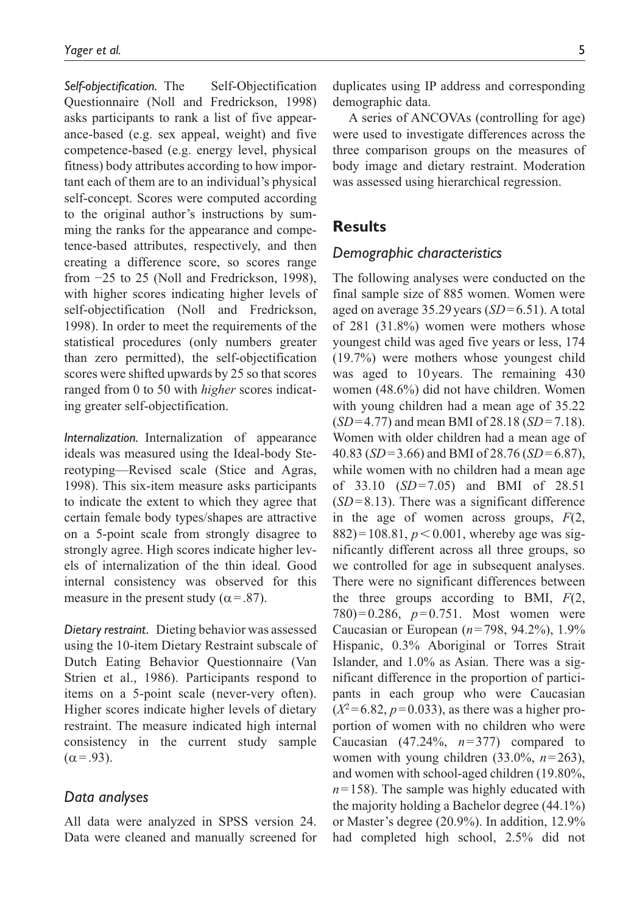*Self-objectification.* The Self-Objectification Questionnaire (Noll and Fredrickson, 1998) asks participants to rank a list of five appearance-based (e.g. sex appeal, weight) and five competence-based (e.g. energy level, physical fitness) body attributes according to how important each of them are to an individual's physical self-concept. Scores were computed according to the original author's instructions by summing the ranks for the appearance and competence-based attributes, respectively, and then creating a difference score, so scores range from −25 to 25 (Noll and Fredrickson, 1998), with higher scores indicating higher levels of self-objectification (Noll and Fredrickson, 1998). In order to meet the requirements of the statistical procedures (only numbers greater than zero permitted), the self-objectification scores were shifted upwards by 25 so that scores ranged from 0 to 50 with *higher* scores indicating greater self-objectification.

*Internalization.* Internalization of appearance ideals was measured using the Ideal-body Stereotyping—Revised scale (Stice and Agras, 1998). This six-item measure asks participants to indicate the extent to which they agree that certain female body types/shapes are attractive on a 5-point scale from strongly disagree to strongly agree. High scores indicate higher levels of internalization of the thin ideal. Good internal consistency was observed for this measure in the present study ($\alpha = .87$).

*Dietary restraint.* Dieting behavior was assessed using the 10-item Dietary Restraint subscale of Dutch Eating Behavior Questionnaire (Van Strien et al., 1986). Participants respond to items on a 5-point scale (never-very often). Higher scores indicate higher levels of dietary restraint. The measure indicated high internal consistency in the current study sample ($\alpha = .93$).

## *Data analyses*

All data were analyzed in SPSS version 24. Data were cleaned and manually screened for duplicates using IP address and corresponding demographic data.

A series of ANCOVAs (controlling for age) were used to investigate differences across the three comparison groups on the measures of body image and dietary restraint. Moderation was assessed using hierarchical regression.

# Results

## *Demographic characteristics*

The following analyses were conducted on the final sample size of 885 women. Women were aged on average 35.29 years ($SD = 6.51$). A total of 281 (31.8%) women were mothers whose youngest child was aged five years or less, 174 (19.7%) were mothers whose youngest child was aged to 10 years. The remaining 430 women (48.6%) did not have children. Women with young children had a mean age of 35.22 ($SD = 4.77$) and mean BMI of 28.18 ($SD = 7.18$). Women with older children had a mean age of 40.83 ($SD = 3.66$) and BMI of 28.76 ($SD = 6.87$), while women with no children had a mean age of 33.10 ($SD = 7.05$) and BMI of 28.51 ($SD = 8.13$). There was a significant difference in the age of women across groups, $F(2, 882) = 108.81$, $p < 0.001$, whereby age was significantly different across all three groups, so we controlled for age in subsequent analyses. There were no significant differences between the three groups according to BMI, $F(2, 780) = 0.286$, $p = 0.751$. Most women were Caucasian or European ($n = 798$, 94.2%), 1.9% Hispanic, 0.3% Aboriginal or Torres Strait Islander, and 1.0% as Asian. There was a significant difference in the proportion of participants in each group who were Caucasian ($X^2 = 6.82$, $p = 0.033$), as there was a higher proportion of women with no children who were Caucasian (47.24%, $n = 377$) compared to women with young children (33.0%, $n = 263$), and women with school-aged children (19.80%, $n = 158$). The sample was highly educated with the majority holding a Bachelor degree (44.1%) or Master's degree (20.9%). In addition, 12.9% had completed high school, 2.5% did not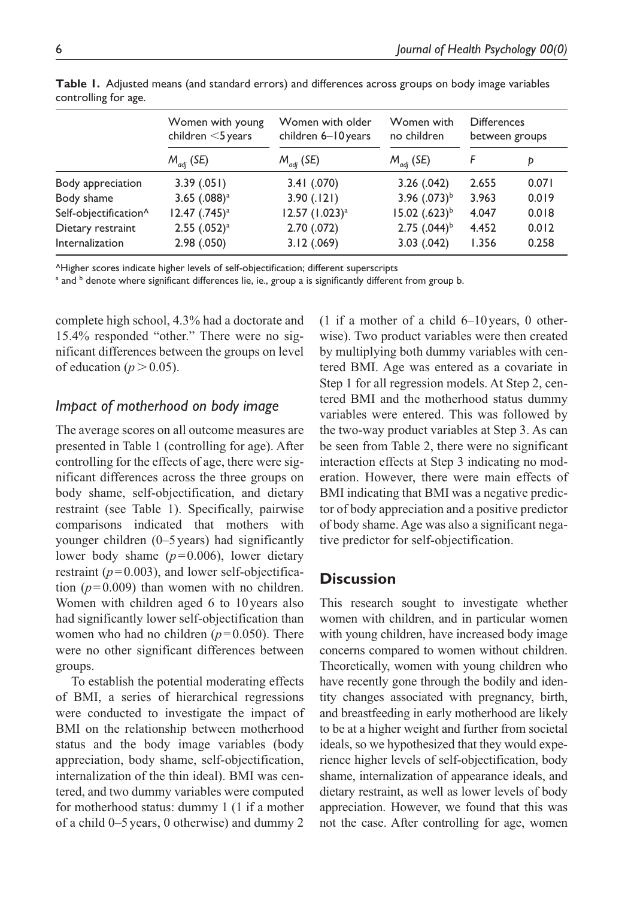**Table 1.** Adjusted means (and standard errors) and differences across groups on body image variables controlling for age.

| | Women with young children <5 years | Women with older children 6–10 years | Women with no children | Differences between groups | |
|---|---|---|---|---|---|
| | $M_{adj}$ (*SE*) | $M_{adj}$ (*SE*) | $M_{adj}$ (*SE*) | *F* | *p* |
| Body appreciation | 3.39 (.051) | 3.41 (.070) | 3.26 (.042) | 2.655 | 0.071 |
| Body shame | 3.65 (.088)[a] | 3.90 (.121) | 3.96 (.073)[b] | 3.963 | 0.019 |
| Self-objectification^ | 12.47 (.745)[a] | 12.57 (1.023)[a] | 15.02 (.623)[b] | 4.047 | 0.018 |
| Dietary restraint | 2.55 (.052)[a] | 2.70 (.072) | 2.75 (.044)[b] | 4.452 | 0.012 |
| Internalization | 2.98 (.050) | 3.12 (.069) | 3.03 (.042) | 1.356 | 0.258 |

^Higher scores indicate higher levels of self-objectification; different superscripts
[a] and [b] denote where significant differences lie, ie., group a is significantly different from group b.

complete high school, 4.3% had a doctorate and 15.4% responded "other." There were no significant differences between the groups on level of education ($p > 0.05$).

### *Impact of motherhood on body image*

The average scores on all outcome measures are presented in Table 1 (controlling for age). After controlling for the effects of age, there were significant differences across the three groups on body shame, self-objectification, and dietary restraint (see Table 1). Specifically, pairwise comparisons indicated that mothers with younger children (0–5 years) had significantly lower body shame ($p = 0.006$), lower dietary restraint ($p = 0.003$), and lower self-objectification ($p = 0.009$) than women with no children. Women with children aged 6 to 10 years also had significantly lower self-objectification than women who had no children ($p = 0.050$). There were no other significant differences between groups.

To establish the potential moderating effects of BMI, a series of hierarchical regressions were conducted to investigate the impact of BMI on the relationship between motherhood status and the body image variables (body appreciation, body shame, self-objectification, internalization of the thin ideal). BMI was centered, and two dummy variables were computed for motherhood status: dummy 1 (1 if a mother of a child 0–5 years, 0 otherwise) and dummy 2 (1 if a mother of a child 6–10 years, 0 otherwise). Two product variables were then created by multiplying both dummy variables with centered BMI. Age was entered as a covariate in Step 1 for all regression models. At Step 2, centered BMI and the motherhood status dummy variables were entered. This was followed by the two-way product variables at Step 3. As can be seen from Table 2, there were no significant interaction effects at Step 3 indicating no moderation. However, there were main effects of BMI indicating that BMI was a negative predictor of body appreciation and a positive predictor of body shame. Age was also a significant negative predictor for self-objectification.

## Discussion

This research sought to investigate whether women with children, and in particular women with young children, have increased body image concerns compared to women without children. Theoretically, women with young children who have recently gone through the bodily and identity changes associated with pregnancy, birth, and breastfeeding in early motherhood are likely to be at a higher weight and further from societal ideals, so we hypothesized that they would experience higher levels of self-objectification, body shame, internalization of appearance ideals, and dietary restraint, as well as lower levels of body appreciation. However, we found that this was not the case. After controlling for age, women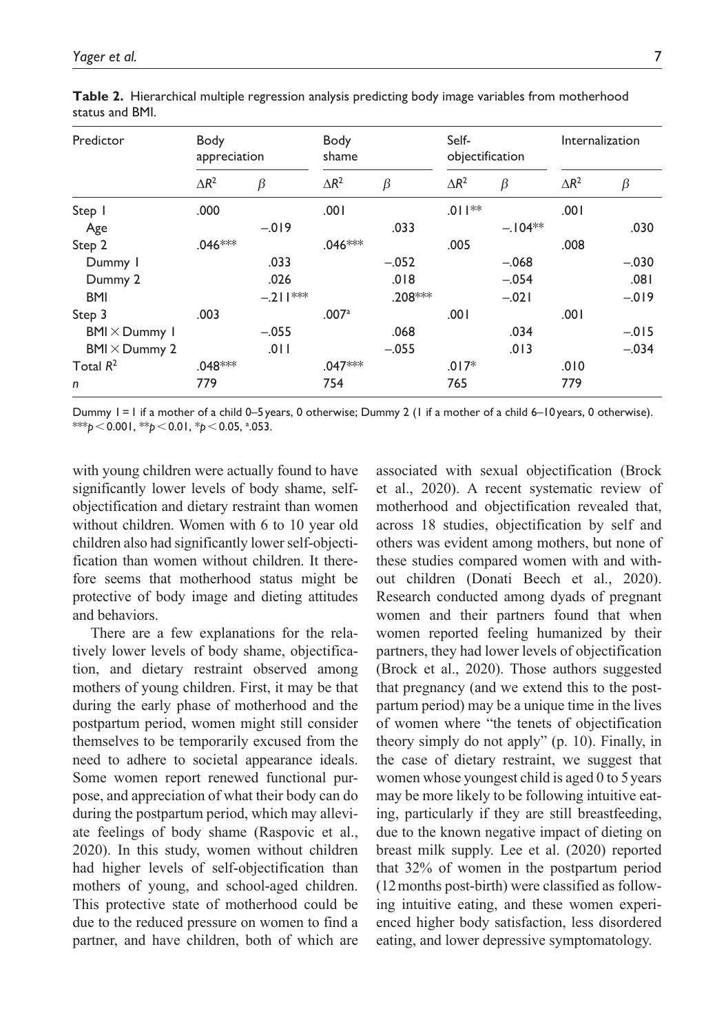**Table 2.** Hierarchical multiple regression analysis predicting body image variables from motherhood status and BMI.

| Predictor | Body appreciation | | Body shame | | Self-objectification | | Internalization | |
|---|---|---|---|---|---|---|---|---|
| | $\Delta R^2$ | $\beta$ | $\Delta R^2$ | $\beta$ | $\Delta R^2$ | $\beta$ | $\Delta R^2$ | $\beta$ |
| Step 1 | .000 | | .001 | | .011** | | .001 | |
| Age | | −.019 | | .033 | | −.104** | | .030 |
| Step 2 | .046*** | | .046*** | | .005 | | .008 | |
| Dummy 1 | | .033 | | −.052 | | −.068 | | −.030 |
| Dummy 2 | | .026 | | .018 | | −.054 | | .081 |
| BMI | | −.211*** | | .208*** | | −.021 | | −.019 |
| Step 3 | .003 | | .007[a] | | .001 | | .001 | |
| BMI × Dummy 1 | | −.055 | | .068 | | .034 | | −.015 |
| BMI × Dummy 2 | | .011 | | −.055 | | .013 | | −.034 |
| Total $R^2$ | .048*** | | .047*** | | .017* | | .010 | |
| *n* | 779 | | 754 | | 765 | | 779 | |

Dummy 1 = 1 if a mother of a child 0–5 years, 0 otherwise; Dummy 2 (1 if a mother of a child 6–10 years, 0 otherwise). ***$p < 0.001$, **$p < 0.01$, *$p < 0.05$, [a].053.

with young children were actually found to have significantly lower levels of body shame, self-objectification and dietary restraint than women without children. Women with 6 to 10 year old children also had significantly lower self-objectification than women without children. It therefore seems that motherhood status might be protective of body image and dieting attitudes and behaviors.

There are a few explanations for the relatively lower levels of body shame, objectification, and dietary restraint observed among mothers of young children. First, it may be that during the early phase of motherhood and the postpartum period, women might still consider themselves to be temporarily excused from the need to adhere to societal appearance ideals. Some women report renewed functional purpose, and appreciation of what their body can do during the postpartum period, which may alleviate feelings of body shame (Raspovic et al., 2020). In this study, women without children had higher levels of self-objectification than mothers of young, and school-aged children. This protective state of motherhood could be due to the reduced pressure on women to find a partner, and have children, both of which are associated with sexual objectification (Brock et al., 2020). A recent systematic review of motherhood and objectification revealed that, across 18 studies, objectification by self and others was evident among mothers, but none of these studies compared women with and without children (Donati Beech et al., 2020). Research conducted among dyads of pregnant women and their partners found that when women reported feeling humanized by their partners, they had lower levels of objectification (Brock et al., 2020). Those authors suggested that pregnancy (and we extend this to the postpartum period) may be a unique time in the lives of women where "the tenets of objectification theory simply do not apply" (p. 10). Finally, in the case of dietary restraint, we suggest that women whose youngest child is aged 0 to 5 years may be more likely to be following intuitive eating, particularly if they are still breastfeeding, due to the known negative impact of dieting on breast milk supply. Lee et al. (2020) reported that 32% of women in the postpartum period (12 months post-birth) were classified as following intuitive eating, and these women experienced higher body satisfaction, less disordered eating, and lower depressive symptomatology.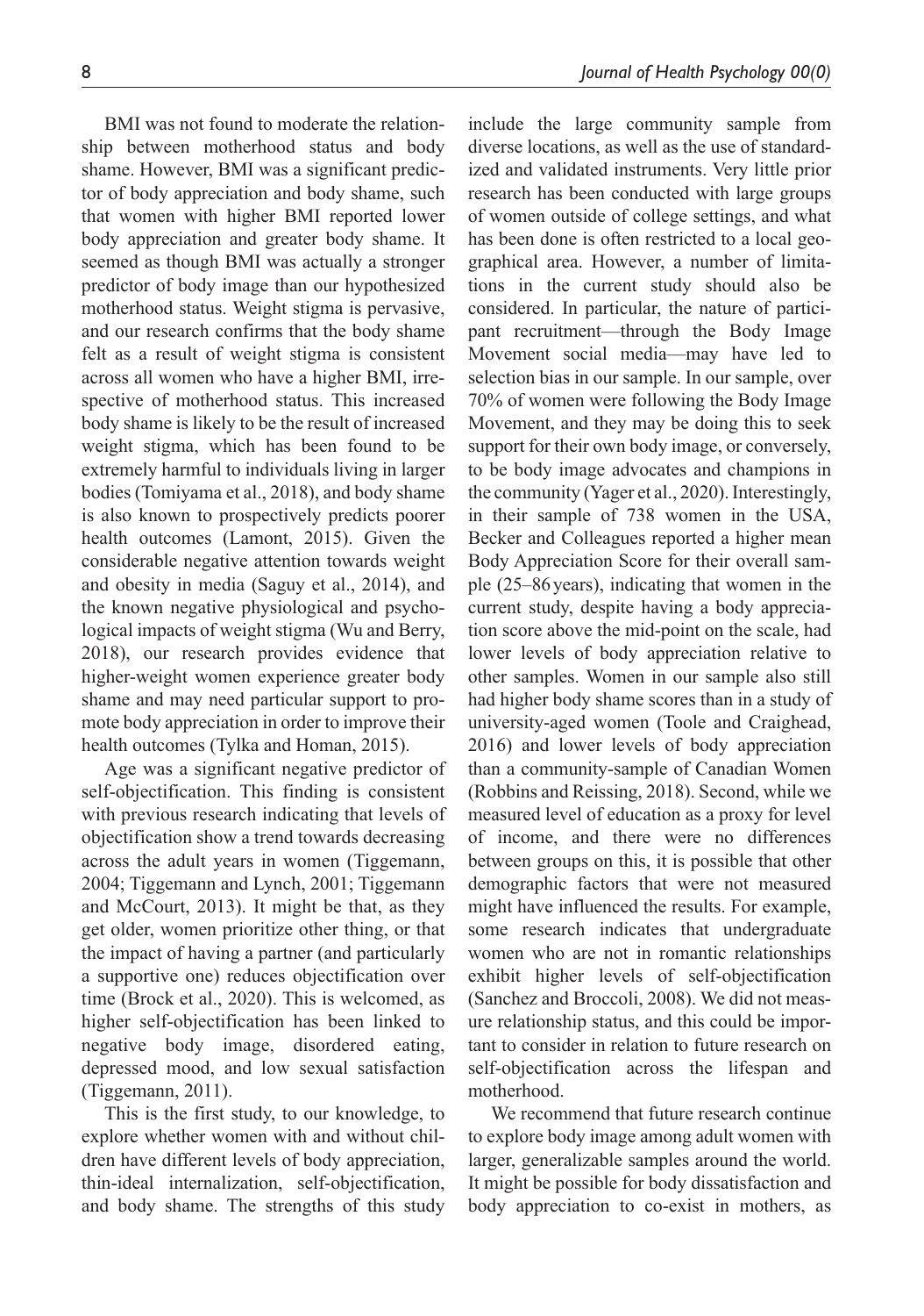BMI was not found to moderate the relationship between motherhood status and body shame. However, BMI was a significant predictor of body appreciation and body shame, such that women with higher BMI reported lower body appreciation and greater body shame. It seemed as though BMI was actually a stronger predictor of body image than our hypothesized motherhood status. Weight stigma is pervasive, and our research confirms that the body shame felt as a result of weight stigma is consistent across all women who have a higher BMI, irrespective of motherhood status. This increased body shame is likely to be the result of increased weight stigma, which has been found to be extremely harmful to individuals living in larger bodies (Tomiyama et al., 2018), and body shame is also known to prospectively predicts poorer health outcomes (Lamont, 2015). Given the considerable negative attention towards weight and obesity in media (Saguy et al., 2014), and the known negative physiological and psychological impacts of weight stigma (Wu and Berry, 2018), our research provides evidence that higher-weight women experience greater body shame and may need particular support to promote body appreciation in order to improve their health outcomes (Tylka and Homan, 2015).

Age was a significant negative predictor of self-objectification. This finding is consistent with previous research indicating that levels of objectification show a trend towards decreasing across the adult years in women (Tiggemann, 2004; Tiggemann and Lynch, 2001; Tiggemann and McCourt, 2013). It might be that, as they get older, women prioritize other thing, or that the impact of having a partner (and particularly a supportive one) reduces objectification over time (Brock et al., 2020). This is welcomed, as higher self-objectification has been linked to negative body image, disordered eating, depressed mood, and low sexual satisfaction (Tiggemann, 2011).

This is the first study, to our knowledge, to explore whether women with and without children have different levels of body appreciation, thin-ideal internalization, self-objectification, and body shame. The strengths of this study include the large community sample from diverse locations, as well as the use of standardized and validated instruments. Very little prior research has been conducted with large groups of women outside of college settings, and what has been done is often restricted to a local geographical area. However, a number of limitations in the current study should also be considered. In particular, the nature of participant recruitment—through the Body Image Movement social media—may have led to selection bias in our sample. In our sample, over 70% of women were following the Body Image Movement, and they may be doing this to seek support for their own body image, or conversely, to be body image advocates and champions in the community (Yager et al., 2020). Interestingly, in their sample of 738 women in the USA, Becker and Colleagues reported a higher mean Body Appreciation Score for their overall sample (25–86 years), indicating that women in the current study, despite having a body appreciation score above the mid-point on the scale, had lower levels of body appreciation relative to other samples. Women in our sample also still had higher body shame scores than in a study of university-aged women (Toole and Craighead, 2016) and lower levels of body appreciation than a community-sample of Canadian Women (Robbins and Reissing, 2018). Second, while we measured level of education as a proxy for level of income, and there were no differences between groups on this, it is possible that other demographic factors that were not measured might have influenced the results. For example, some research indicates that undergraduate women who are not in romantic relationships exhibit higher levels of self-objectification (Sanchez and Broccoli, 2008). We did not measure relationship status, and this could be important to consider in relation to future research on self-objectification across the lifespan and motherhood.

We recommend that future research continue to explore body image among adult women with larger, generalizable samples around the world. It might be possible for body dissatisfaction and body appreciation to co-exist in mothers, as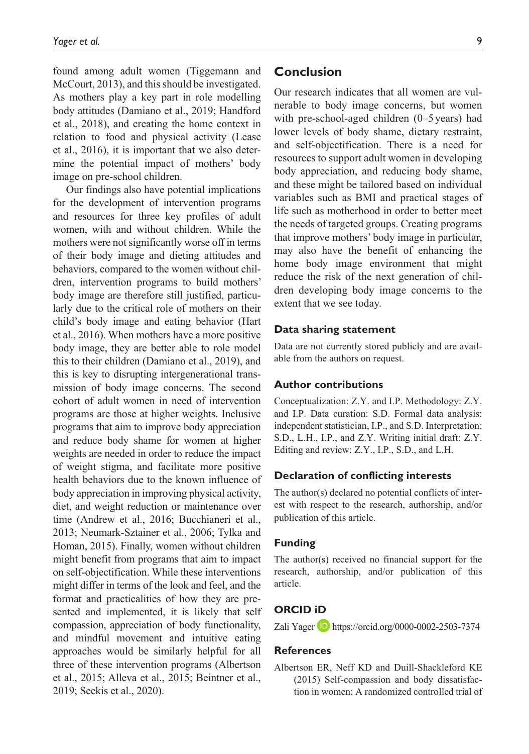found among adult women (Tiggemann and McCourt, 2013), and this should be investigated. As mothers play a key part in role modelling body attitudes (Damiano et al., 2019; Handford et al., 2018), and creating the home context in relation to food and physical activity (Lease et al., 2016), it is important that we also determine the potential impact of mothers' body image on pre-school children.

Our findings also have potential implications for the development of intervention programs and resources for three key profiles of adult women, with and without children. While the mothers were not significantly worse off in terms of their body image and dieting attitudes and behaviors, compared to the women without children, intervention programs to build mothers' body image are therefore still justified, particularly due to the critical role of mothers on their child's body image and eating behavior (Hart et al., 2016). When mothers have a more positive body image, they are better able to role model this to their children (Damiano et al., 2019), and this is key to disrupting intergenerational transmission of body image concerns. The second cohort of adult women in need of intervention programs are those at higher weights. Inclusive programs that aim to improve body appreciation and reduce body shame for women at higher weights are needed in order to reduce the impact of weight stigma, and facilitate more positive health behaviors due to the known influence of body appreciation in improving physical activity, diet, and weight reduction or maintenance over time (Andrew et al., 2016; Bucchianeri et al., 2013; Neumark-Sztainer et al., 2006; Tylka and Homan, 2015). Finally, women without children might benefit from programs that aim to impact on self-objectification. While these interventions might differ in terms of the look and feel, and the format and practicalities of how they are presented and implemented, it is likely that self compassion, appreciation of body functionality, and mindful movement and intuitive eating approaches would be similarly helpful for all three of these intervention programs (Albertson et al., 2015; Alleva et al., 2015; Beintner et al., 2019; Seekis et al., 2020).

## Conclusion

Our research indicates that all women are vulnerable to body image concerns, but women with pre-school-aged children (0–5 years) had lower levels of body shame, dietary restraint, and self-objectification. There is a need for resources to support adult women in developing body appreciation, and reducing body shame, and these might be tailored based on individual variables such as BMI and practical stages of life such as motherhood in order to better meet the needs of targeted groups. Creating programs that improve mothers' body image in particular, may also have the benefit of enhancing the home body image environment that might reduce the risk of the next generation of children developing body image concerns to the extent that we see today.

### Data sharing statement

Data are not currently stored publicly and are available from the authors on request.

### Author contributions

Conceptualization: Z.Y. and I.P. Methodology: Z.Y. and I.P. Data curation: S.D. Formal data analysis: independent statistician, I.P., and S.D. Interpretation: S.D., L.H., I.P., and Z.Y. Writing initial draft: Z.Y. Editing and review: Z.Y., I.P., S.D., and L.H.

### Declaration of conflicting interests

The author(s) declared no potential conflicts of interest with respect to the research, authorship, and/or publication of this article.

### Funding

The author(s) received no financial support for the research, authorship, and/or publication of this article.

### ORCID iD

Zali Yager https://orcid.org/0000-0002-2503-7374

### References

Albertson ER, Neff KD and Duill-Shackleford KE (2015) Self-compassion and body dissatisfaction in women: A randomized controlled trial of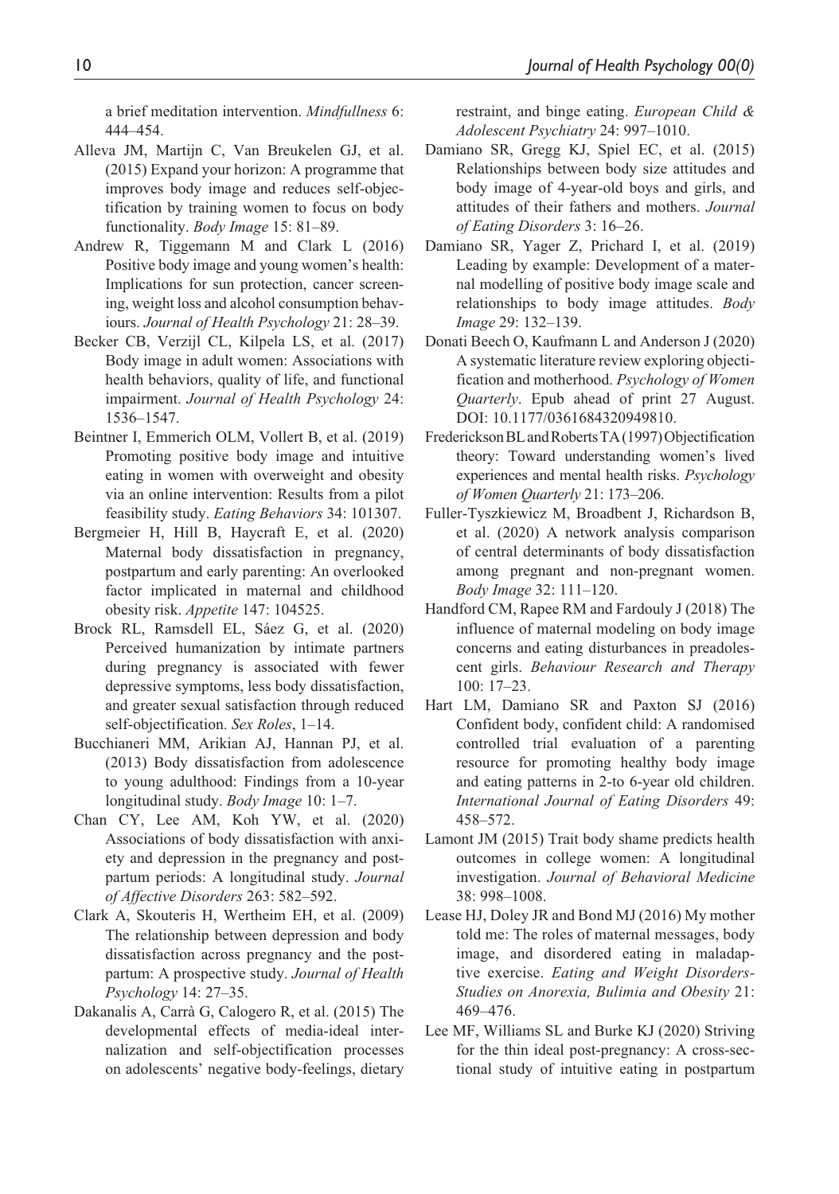a brief meditation intervention. *Mindfullness* 6: 444–454.

Alleva JM, Martijn C, Van Breukelen GJ, et al. (2015) Expand your horizon: A programme that improves body image and reduces self-objectification by training women to focus on body functionality. *Body Image* 15: 81–89.

Andrew R, Tiggemann M and Clark L (2016) Positive body image and young women's health: Implications for sun protection, cancer screening, weight loss and alcohol consumption behaviours. *Journal of Health Psychology* 21: 28–39.

Becker CB, Verzijl CL, Kilpela LS, et al. (2017) Body image in adult women: Associations with health behaviors, quality of life, and functional impairment. *Journal of Health Psychology* 24: 1536–1547.

Beintner I, Emmerich OLM, Vollert B, et al. (2019) Promoting positive body image and intuitive eating in women with overweight and obesity via an online intervention: Results from a pilot feasibility study. *Eating Behaviors* 34: 101307.

Bergmeier H, Hill B, Haycraft E, et al. (2020) Maternal body dissatisfaction in pregnancy, postpartum and early parenting: An overlooked factor implicated in maternal and childhood obesity risk. *Appetite* 147: 104525.

Brock RL, Ramsdell EL, Sáez G, et al. (2020) Perceived humanization by intimate partners during pregnancy is associated with fewer depressive symptoms, less body dissatisfaction, and greater sexual satisfaction through reduced self-objectification. *Sex Roles*, 1–14.

Bucchianeri MM, Arikian AJ, Hannan PJ, et al. (2013) Body dissatisfaction from adolescence to young adulthood: Findings from a 10-year longitudinal study. *Body Image* 10: 1–7.

Chan CY, Lee AM, Koh YW, et al. (2020) Associations of body dissatisfaction with anxiety and depression in the pregnancy and postpartum periods: A longitudinal study. *Journal of Affective Disorders* 263: 582–592.

Clark A, Skouteris H, Wertheim EH, et al. (2009) The relationship between depression and body dissatisfaction across pregnancy and the postpartum: A prospective study. *Journal of Health Psychology* 14: 27–35.

Dakanalis A, Carrà G, Calogero R, et al. (2015) The developmental effects of media-ideal internalization and self-objectification processes on adolescents' negative body-feelings, dietary restraint, and binge eating. *European Child & Adolescent Psychiatry* 24: 997–1010.

Damiano SR, Gregg KJ, Spiel EC, et al. (2015) Relationships between body size attitudes and body image of 4-year-old boys and girls, and attitudes of their fathers and mothers. *Journal of Eating Disorders* 3: 16–26.

Damiano SR, Yager Z, Prichard I, et al. (2019) Leading by example: Development of a maternal modelling of positive body image scale and relationships to body image attitudes. *Body Image* 29: 132–139.

Donati Beech O, Kaufmann L and Anderson J (2020) A systematic literature review exploring objectification and motherhood. *Psychology of Women Quarterly*. Epub ahead of print 27 August. DOI: 10.1177/0361684320949810.

Frederickson BL and Roberts TA (1997) Objectification theory: Toward understanding women's lived experiences and mental health risks. *Psychology of Women Quarterly* 21: 173–206.

Fuller-Tyszkiewicz M, Broadbent J, Richardson B, et al. (2020) A network analysis comparison of central determinants of body dissatisfaction among pregnant and non-pregnant women. *Body Image* 32: 111–120.

Handford CM, Rapee RM and Fardouly J (2018) The influence of maternal modeling on body image concerns and eating disturbances in preadolescent girls. *Behaviour Research and Therapy* 100: 17–23.

Hart LM, Damiano SR and Paxton SJ (2016) Confident body, confident child: A randomised controlled trial evaluation of a parenting resource for promoting healthy body image and eating patterns in 2-to 6-year old children. *International Journal of Eating Disorders* 49: 458–572.

Lamont JM (2015) Trait body shame predicts health outcomes in college women: A longitudinal investigation. *Journal of Behavioral Medicine* 38: 998–1008.

Lease HJ, Doley JR and Bond MJ (2016) My mother told me: The roles of maternal messages, body image, and disordered eating in maladaptive exercise. *Eating and Weight Disorders-Studies on Anorexia, Bulimia and Obesity* 21: 469–476.

Lee MF, Williams SL and Burke KJ (2020) Striving for the thin ideal post-pregnancy: A cross-sectional study of intuitive eating in postpartum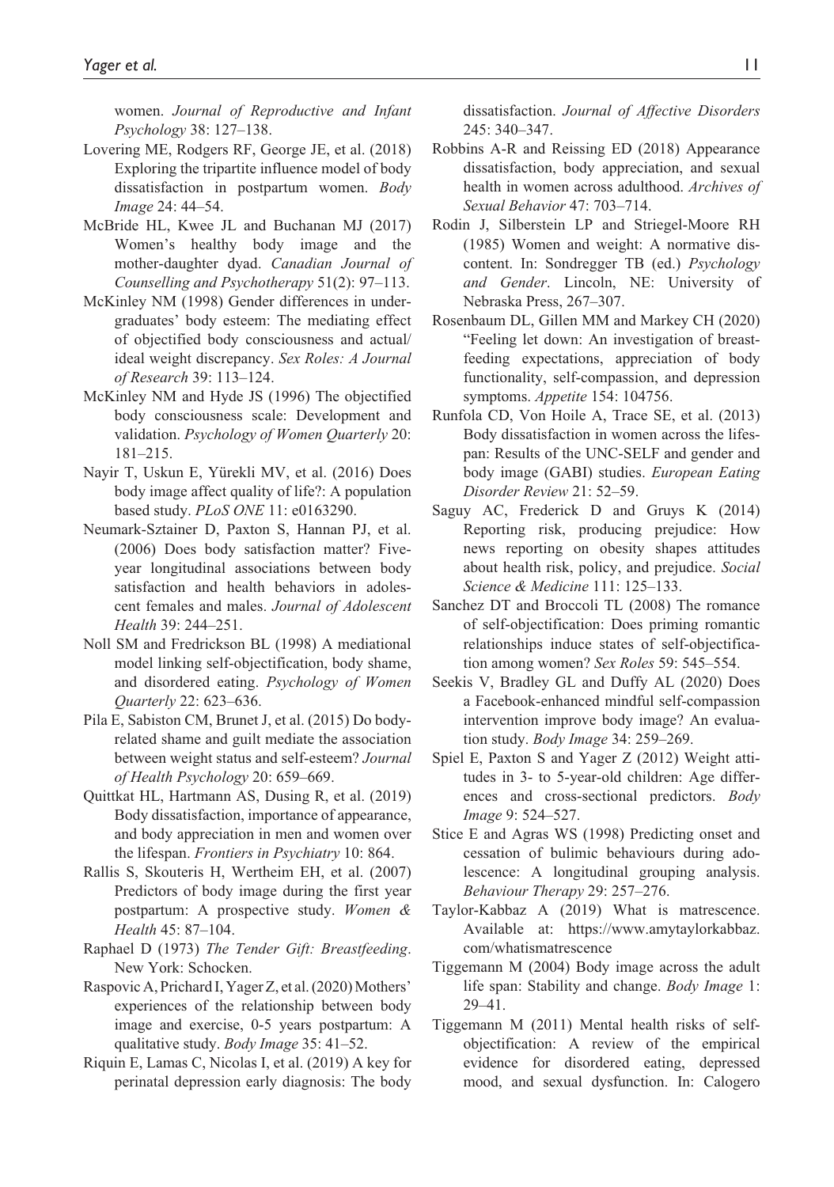women. *Journal of Reproductive and Infant Psychology* 38: 127–138.

Lovering ME, Rodgers RF, George JE, et al. (2018) Exploring the tripartite influence model of body dissatisfaction in postpartum women. *Body Image* 24: 44–54.

McBride HL, Kwee JL and Buchanan MJ (2017) Women's healthy body image and the mother-daughter dyad. *Canadian Journal of Counselling and Psychotherapy* 51(2): 97–113.

McKinley NM (1998) Gender differences in undergraduates' body esteem: The mediating effect of objectified body consciousness and actual/ideal weight discrepancy. *Sex Roles: A Journal of Research* 39: 113–124.

McKinley NM and Hyde JS (1996) The objectified body consciousness scale: Development and validation. *Psychology of Women Quarterly* 20: 181–215.

Nayir T, Uskun E, Yürekli MV, et al. (2016) Does body image affect quality of life?: A population based study. *PLoS ONE* 11: e0163290.

Neumark-Sztainer D, Paxton S, Hannan PJ, et al. (2006) Does body satisfaction matter? Five-year longitudinal associations between body satisfaction and health behaviors in adolescent females and males. *Journal of Adolescent Health* 39: 244–251.

Noll SM and Fredrickson BL (1998) A mediational model linking self-objectification, body shame, and disordered eating. *Psychology of Women Quarterly* 22: 623–636.

Pila E, Sabiston CM, Brunet J, et al. (2015) Do body-related shame and guilt mediate the association between weight status and self-esteem? *Journal of Health Psychology* 20: 659–669.

Quittkat HL, Hartmann AS, Dusing R, et al. (2019) Body dissatisfaction, importance of appearance, and body appreciation in men and women over the lifespan. *Frontiers in Psychiatry* 10: 864.

Rallis S, Skouteris H, Wertheim EH, et al. (2007) Predictors of body image during the first year postpartum: A prospective study. *Women & Health* 45: 87–104.

Raphael D (1973) *The Tender Gift: Breastfeeding*. New York: Schocken.

Raspovic A, Prichard I, Yager Z, et al. (2020) Mothers' experiences of the relationship between body image and exercise, 0-5 years postpartum: A qualitative study. *Body Image* 35: 41–52.

Riquin E, Lamas C, Nicolas I, et al. (2019) A key for perinatal depression early diagnosis: The body dissatisfaction. *Journal of Affective Disorders* 245: 340–347.

Robbins A-R and Reissing ED (2018) Appearance dissatisfaction, body appreciation, and sexual health in women across adulthood. *Archives of Sexual Behavior* 47: 703–714.

Rodin J, Silberstein LP and Striegel-Moore RH (1985) Women and weight: A normative discontent. In: Sondregger TB (ed.) *Psychology and Gender*. Lincoln, NE: University of Nebraska Press, 267–307.

Rosenbaum DL, Gillen MM and Markey CH (2020) "Feeling let down: An investigation of breastfeeding expectations, appreciation of body functionality, self-compassion, and depression symptoms. *Appetite* 154: 104756.

Runfola CD, Von Hoile A, Trace SE, et al. (2013) Body dissatisfaction in women across the lifespan: Results of the UNC-SELF and gender and body image (GABI) studies. *European Eating Disorder Review* 21: 52–59.

Saguy AC, Frederick D and Gruys K (2014) Reporting risk, producing prejudice: How news reporting on obesity shapes attitudes about health risk, policy, and prejudice. *Social Science & Medicine* 111: 125–133.

Sanchez DT and Broccoli TL (2008) The romance of self-objectification: Does priming romantic relationships induce states of self-objectification among women? *Sex Roles* 59: 545–554.

Seekis V, Bradley GL and Duffy AL (2020) Does a Facebook-enhanced mindful self-compassion intervention improve body image? An evaluation study. *Body Image* 34: 259–269.

Spiel E, Paxton S and Yager Z (2012) Weight attitudes in 3- to 5-year-old children: Age differences and cross-sectional predictors. *Body Image* 9: 524–527.

Stice E and Agras WS (1998) Predicting onset and cessation of bulimic behaviours during adolescence: A longitudinal grouping analysis. *Behaviour Therapy* 29: 257–276.

Taylor-Kabbaz A (2019) What is matrescence. Available at: https://www.amytaylorkabbaz.com/whatismatrescence

Tiggemann M (2004) Body image across the adult life span: Stability and change. *Body Image* 1: 29–41.

Tiggemann M (2011) Mental health risks of self-objectification: A review of the empirical evidence for disordered eating, depressed mood, and sexual dysfunction. In: Calogero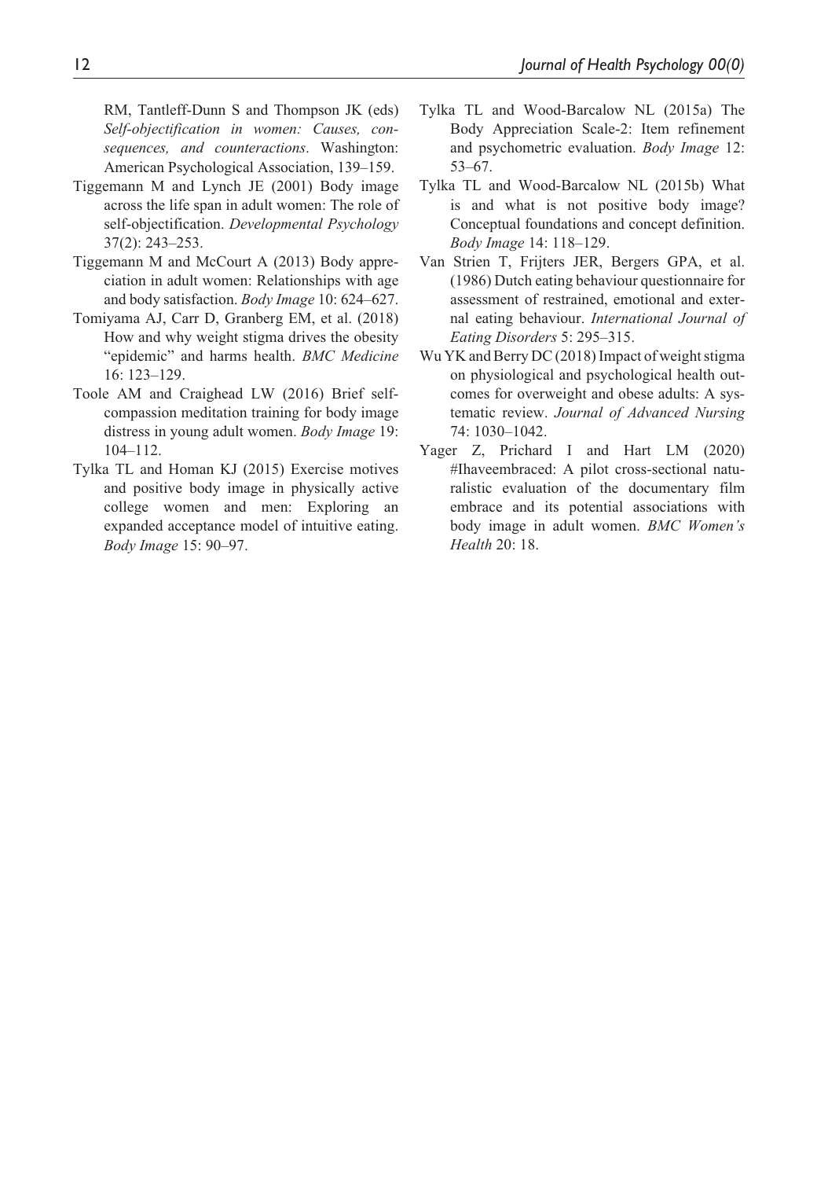RM, Tantleff-Dunn S and Thompson JK (eds) *Self-objectification in women: Causes, consequences, and counteractions*. Washington: American Psychological Association, 139–159.

Tiggemann M and Lynch JE (2001) Body image across the life span in adult women: The role of self-objectification. *Developmental Psychology* 37(2): 243–253.

Tiggemann M and McCourt A (2013) Body appreciation in adult women: Relationships with age and body satisfaction. *Body Image* 10: 624–627.

Tomiyama AJ, Carr D, Granberg EM, et al. (2018) How and why weight stigma drives the obesity "epidemic" and harms health. *BMC Medicine* 16: 123–129.

Toole AM and Craighead LW (2016) Brief self-compassion meditation training for body image distress in young adult women. *Body Image* 19: 104–112.

Tylka TL and Homan KJ (2015) Exercise motives and positive body image in physically active college women and men: Exploring an expanded acceptance model of intuitive eating. *Body Image* 15: 90–97.

Tylka TL and Wood-Barcalow NL (2015a) The Body Appreciation Scale-2: Item refinement and psychometric evaluation. *Body Image* 12: 53–67.

Tylka TL and Wood-Barcalow NL (2015b) What is and what is not positive body image? Conceptual foundations and concept definition. *Body Image* 14: 118–129.

Van Strien T, Frijters JER, Bergers GPA, et al. (1986) Dutch eating behaviour questionnaire for assessment of restrained, emotional and external eating behaviour. *International Journal of Eating Disorders* 5: 295–315.

Wu YK and Berry DC (2018) Impact of weight stigma on physiological and psychological health outcomes for overweight and obese adults: A systematic review. *Journal of Advanced Nursing* 74: 1030–1042.

Yager Z, Prichard I and Hart LM (2020) #Ihaveembraced: A pilot cross-sectional naturalistic evaluation of the documentary film embrace and its potential associations with body image in adult women. *BMC Women's Health* 20: 18.